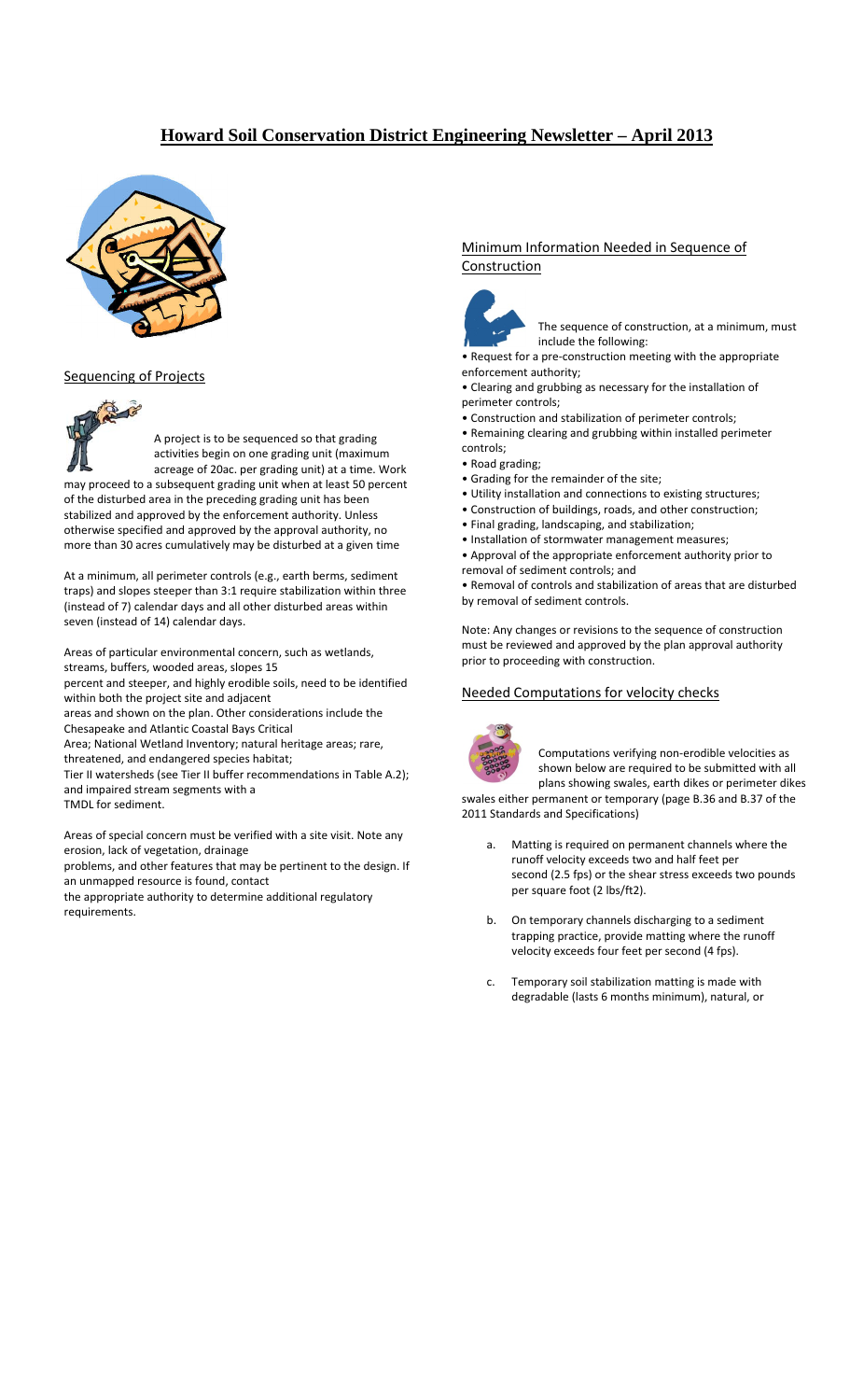# Howard Soil Conservation District Engineering Newsletter – April 2013

## Sequencing of Projects

A project is to be sequenced so that grading activities begin on one grading unit (maximum acreage of 20ac. per grading unit) at a time. Work may proceed to a subsequent grading unit when at least 50 percent of the disturbed area in the preceding grading unit has been stabilized and approved by the enforcement authority. Unless otherwise specified and approved by the approval authority, no more than 30 acres cumulatively may be disturbed at a given time

At a minimum, all perimeter controls (e.g., earth berms, sediment traps) and slopes steeper than 3:1 require stabilization within three (instead of 7) calendar days and all other disturbed areas within seven (instead of 14) calendar days.

Areas of particular environmental concern, such as wetlands, streams, buffers, wooded areas, slopes 15 percent and steeper, and highly erodible soils, need to be identified within both the project site and adjacent areas and shown on the plan. Other considerations include the Chesapeake and Atlantic Coastal Bays Critical Area; National Wetland Inventory; natural heritage areas; rare, threatened, and endangered species habitat; Tier II watersheds (see Tier II buffer recommendations in Table A.2); and impaired stream segments with a TMDL for sediment.

Areas of special concern must be verified with a site visit. Note any erosion, lack of vegetation, drainage problems, and other features that may be pertinent to the design. If an unmapped resource is found, contact the appropriate authority to determine additional regulatory requirements.

## Minimum Information Needed in Sequence of Construction

The sequence of construction, at a minimum, must include the following:

- Request for a pre-construction meeting with the appropriate enforcement authority;
- Clearing and grubbing as necessary for the installation of perimeter controls;
- Construction and stabilization of perimeter controls;
- Remaining clearing and grubbing within installed perimeter controls;
- Road grading;
- Grading for the remainder of the site;
- Utility installation and connections to existing structures;
- Construction of buildings, roads, and other construction;
- Final grading, landscaping, and stabilization;
- Installation of stormwater management measures;
- Approval of the appropriate enforcement authority prior to removal of sediment controls; and
- Removal of controls and stabilization of areas that are disturbed by removal of sediment controls.

Note: Any changes or revisions to the sequence of construction must be reviewed and approved by the plan approval authority prior to proceeding with construction.

## Needed Computations for velocity checks

Computations verifying non-erodible velocities as shown below are required to be submitted with all plans showing swales, earth dikes or perimeter dikes swales either permanent or temporary (page B.36 and B.37 of the 2011 Standards and Specifications)

a. Matting is required on permanent channels where the runoff velocity exceeds two and half feet per second (2.5 fps) or the shear stress exceeds two pounds per square foot (2 lbs/ft2).

b. On temporary channels discharging to a sediment trapping practice, provide matting where the runoff velocity exceeds four feet per second (4 fps).

c. Temporary soil stabilization matting is made with degradable (lasts 6 months minimum), natural, or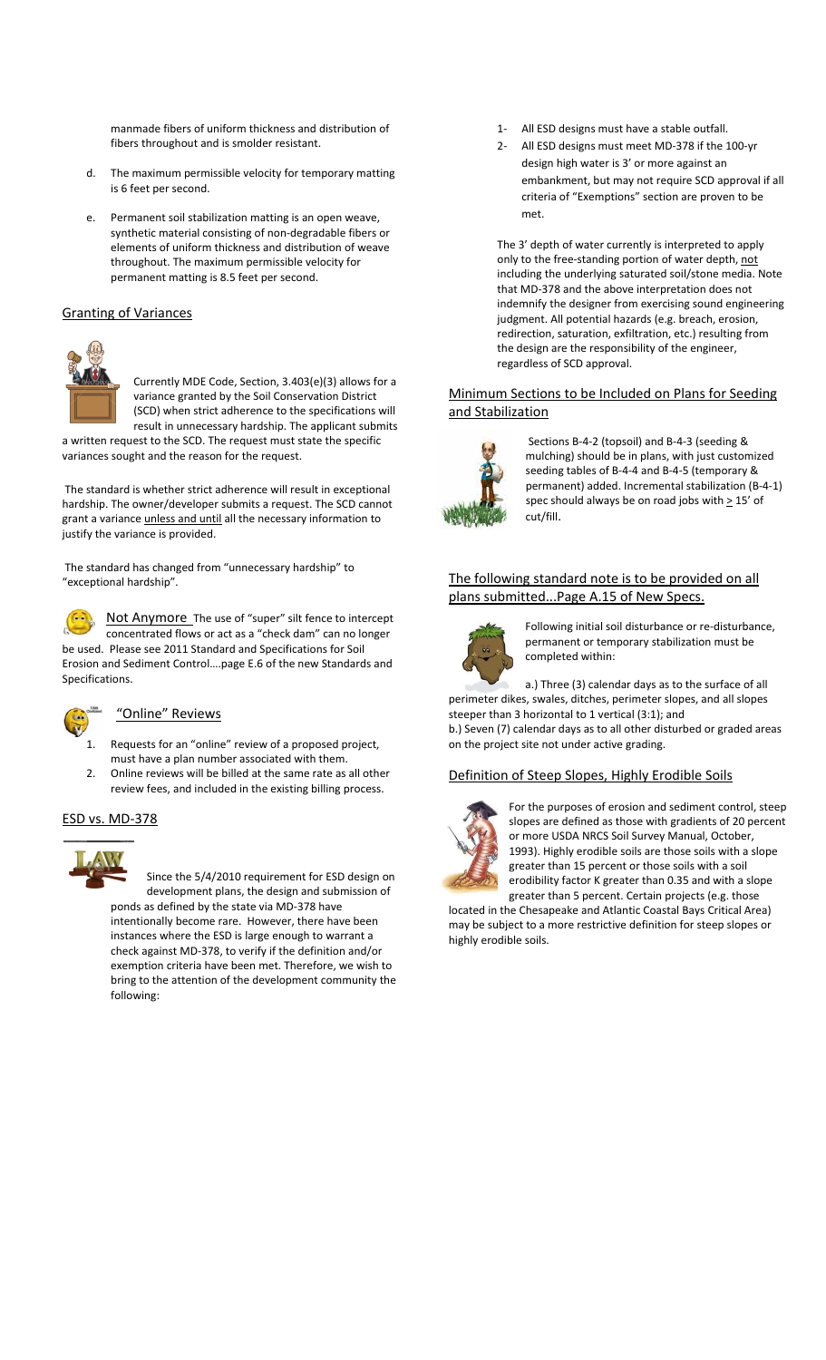manmade fibers of uniform thickness and distribution of fibers throughout and is smolder resistant.

d. The maximum permissible velocity for temporary matting is 6 feet per second.

e. Permanent soil stabilization matting is an open weave, synthetic material consisting of non-degradable fibers or elements of uniform thickness and distribution of weave throughout. The maximum permissible velocity for permanent matting is 8.5 feet per second.

## Granting of Variances

Currently MDE Code, Section, 3.403(e)(3) allows for a variance granted by the Soil Conservation District (SCD) when strict adherence to the specifications will result in unnecessary hardship. The applicant submits a written request to the SCD. The request must state the specific variances sought and the reason for the request.

The standard is whether strict adherence will result in exceptional hardship. The owner/developer submits a request. The SCD cannot grant a variance unless and until all the necessary information to justify the variance is provided.

The standard has changed from "unnecessary hardship" to "exceptional hardship".

Not Anymore The use of "super" silt fence to intercept concentrated flows or act as a "check dam" can no longer be used. Please see 2011 Standard and Specifications for Soil Erosion and Sediment Control….page E.6 of the new Standards and Specifications.

## "Online" Reviews

1. Requests for an "online" review of a proposed project, must have a plan number associated with them.
2. Online reviews will be billed at the same rate as all other review fees, and included in the existing billing process.

## ESD vs. MD-378

Since the 5/4/2010 requirement for ESD design on development plans, the design and submission of ponds as defined by the state via MD-378 have intentionally become rare. However, there have been instances where the ESD is large enough to warrant a check against MD-378, to verify if the definition and/or exemption criteria have been met. Therefore, we wish to bring to the attention of the development community the following:

1- All ESD designs must have a stable outfall.
2- All ESD designs must meet MD-378 if the 100-yr design high water is 3' or more against an embankment, but may not require SCD approval if all criteria of "Exemptions" section are proven to be met.

The 3' depth of water currently is interpreted to apply only to the free-standing portion of water depth, not including the underlying saturated soil/stone media. Note that MD-378 and the above interpretation does not indemnify the designer from exercising sound engineering judgment. All potential hazards (e.g. breach, erosion, redirection, saturation, exfiltration, etc.) resulting from the design are the responsibility of the engineer, regardless of SCD approval.

## Minimum Sections to be Included on Plans for Seeding and Stabilization

Sections B-4-2 (topsoil) and B-4-3 (seeding & mulching) should be in plans, with just customized seeding tables of B-4-4 and B-4-5 (temporary & permanent) added. Incremental stabilization (B-4-1) spec should always be on road jobs with ≥ 15' of cut/fill.

## The following standard note is to be provided on all plans submitted...Page A.15 of New Specs.

Following initial soil disturbance or re-disturbance, permanent or temporary stabilization must be completed within:

a.) Three (3) calendar days as to the surface of all perimeter dikes, swales, ditches, perimeter slopes, and all slopes steeper than 3 horizontal to 1 vertical (3:1); and
b.) Seven (7) calendar days as to all other disturbed or graded areas on the project site not under active grading.

## Definition of Steep Slopes, Highly Erodible Soils

For the purposes of erosion and sediment control, steep slopes are defined as those with gradients of 20 percent or more USDA NRCS Soil Survey Manual, October, 1993). Highly erodible soils are those soils with a slope greater than 15 percent or those soils with a soil erodibility factor K greater than 0.35 and with a slope greater than 5 percent. Certain projects (e.g. those located in the Chesapeake and Atlantic Coastal Bays Critical Area) may be subject to a more restrictive definition for steep slopes or highly erodible soils.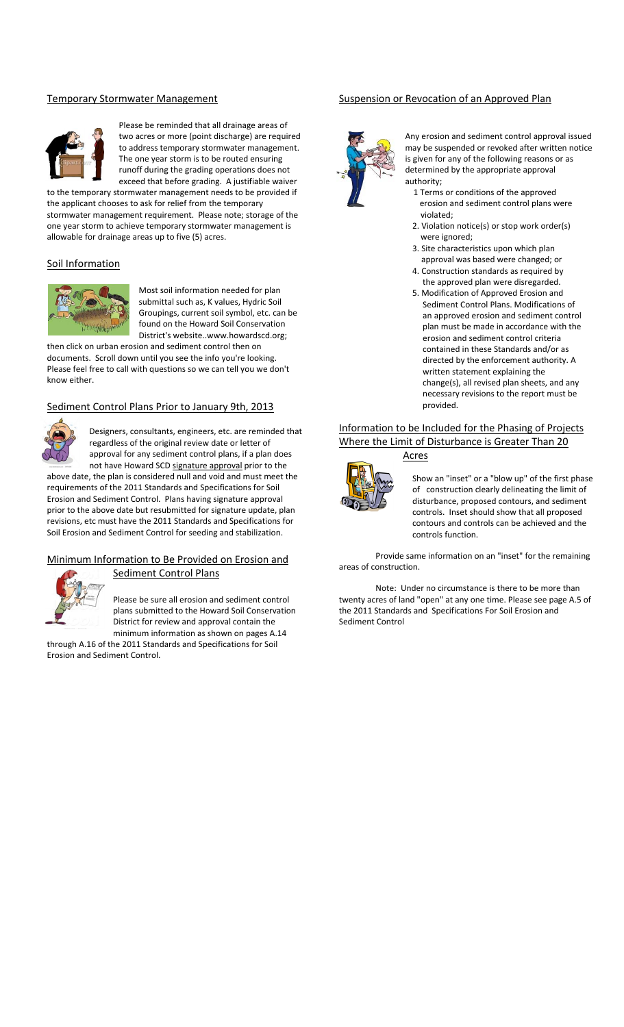## Temporary Stormwater Management

Please be reminded that all drainage areas of two acres or more (point discharge) are required to address temporary stormwater management. The one year storm is to be routed ensuring runoff during the grading operations does not exceed that before grading. A justifiable waiver to the temporary stormwater management needs to be provided if the applicant chooses to ask for relief from the temporary stormwater management requirement. Please note; storage of the one year storm to achieve temporary stormwater management is allowable for drainage areas up to five (5) acres.

## Soil Information

Most soil information needed for plan submittal such as, K values, Hydric Soil Groupings, current soil symbol, etc. can be found on the Howard Soil Conservation District's website..www.howardscd.org; then click on urban erosion and sediment control then on documents. Scroll down until you see the info you're looking. Please feel free to call with questions so we can tell you we don't know either.

## Sediment Control Plans Prior to January 9th, 2013

Designers, consultants, engineers, etc. are reminded that regardless of the original review date or letter of approval for any sediment control plans, if a plan does not have Howard SCD signature approval prior to the above date, the plan is considered null and void and must meet the requirements of the 2011 Standards and Specifications for Soil Erosion and Sediment Control. Plans having signature approval prior to the above date but resubmitted for signature update, plan revisions, etc must have the 2011 Standards and Specifications for Soil Erosion and Sediment Control for seeding and stabilization.

## Minimum Information to Be Provided on Erosion and Sediment Control Plans

Please be sure all erosion and sediment control plans submitted to the Howard Soil Conservation District for review and approval contain the minimum information as shown on pages A.14 through A.16 of the 2011 Standards and Specifications for Soil Erosion and Sediment Control.

## Suspension or Revocation of an Approved Plan

Any erosion and sediment control approval issued may be suspended or revoked after written notice is given for any of the following reasons or as determined by the appropriate approval authority;

1. Terms or conditions of the approved erosion and sediment control plans were violated;
2. Violation notice(s) or stop work order(s) were ignored;
3. Site characteristics upon which plan approval was based were changed; or
4. Construction standards as required by the approved plan were disregarded.
5. Modification of Approved Erosion and Sediment Control Plans. Modifications of an approved erosion and sediment control plan must be made in accordance with the erosion and sediment control criteria contained in these Standards and/or as directed by the enforcement authority. A written statement explaining the change(s), all revised plan sheets, and any necessary revisions to the report must be provided.

## Information to be Included for the Phasing of Projects Where the Limit of Disturbance is Greater Than 20 Acres

Show an "inset" or a "blow up" of the first phase of construction clearly delineating the limit of disturbance, proposed contours, and sediment controls. Inset should show that all proposed contours and controls can be achieved and the controls function.

Provide same information on an "inset" for the remaining areas of construction.

Note: Under no circumstance is there to be more than twenty acres of land "open" at any one time. Please see page A.5 of the 2011 Standards and Specifications For Soil Erosion and Sediment Control